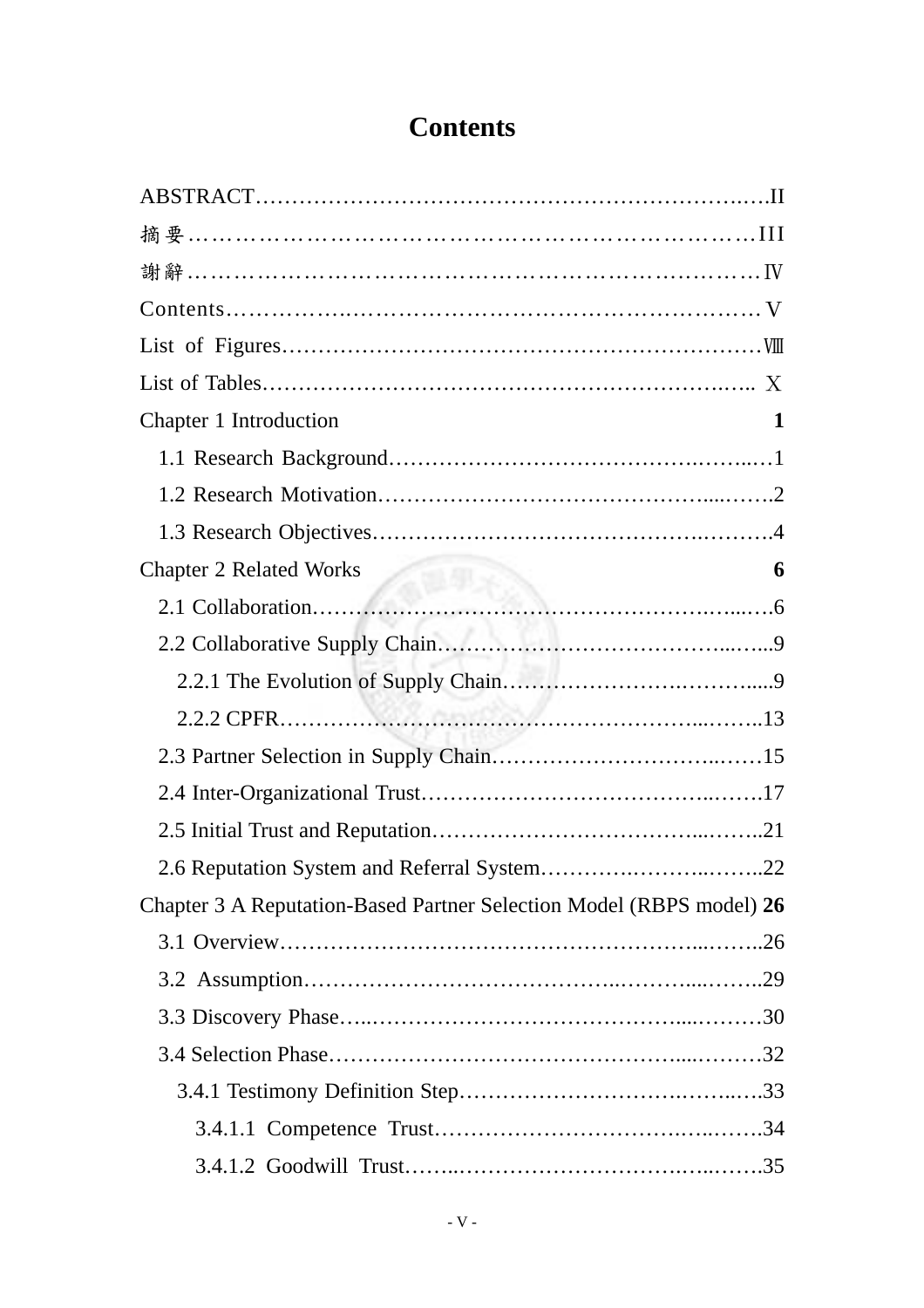# Contents

ABSTRACT…………………………………………………………….….II

摘要……………………………………………………………………III

謝辭……………………………………………………………………Ⅳ

Contents……………….………………………………………………Ⅴ

List of Figures…………………………………………………………Ⅷ

List of Tables………………………………………………………..… Ⅹ

Chapter 1 Introduction 1

1.1 Research Background…………………………………….……...…1

1.2 Research Motivation……………………………………….....…….2

1.3 Research Objectives………………………………………….……….4

Chapter 2 Related Works 6

2.1 Collaboration……………………………………………………...….6

2.2 Collaborative Supply Chain…………………………………....…...9

2.2.1 The Evolution of Supply Chain……………………….……….....9

2.2.2 CPFR……………………………………………………...……..13

2.3 Partner Selection in Supply Chain………………………………..……15

2.4 Inter-Organizational Trust……………………………………..…….17

2.5 Initial Trust and Reputation…………………………………...……..21

2.6 Reputation System and Referral System…………….………..……..22

Chapter 3 A Reputation-Based Partner Selection Model (RBPS model) 26

3.1 Overview……………………………………………………...……..26

3.2 Assumption…………………………………..………...……..29

3.3 Discovery Phase…..…………………………………….....………30

3.4 Selection Phase……………………………………………....………32

3.4.1 Testimony Definition Step………………………….……..….33

3.4.1.1 Competence Trust……………………………….…..…….34

3.4.1.2 Goodwill Trust……..……………………………….…..…….35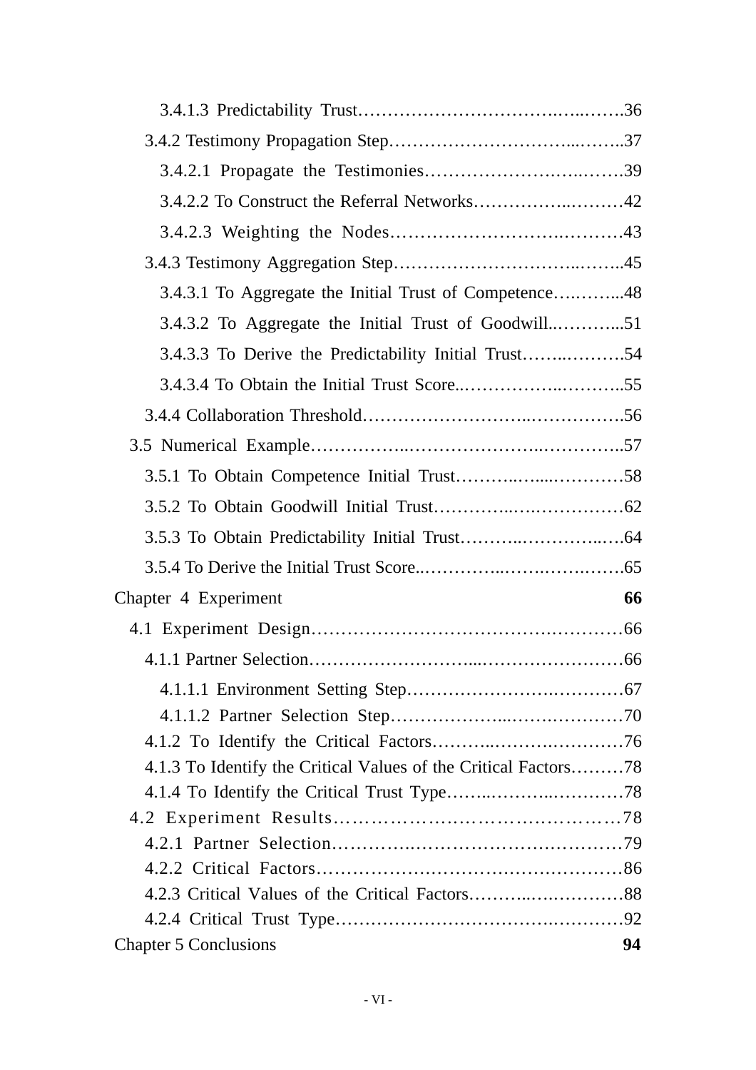3.4.1.3 Predictability Trust……………………………….…..…….36

3.4.2 Testimony Propagation Step…………………………...……..37

3.4.2.1 Propagate the Testimonies……………………….…..…….39

3.4.2.2 To Construct the Referral Networks……………...………42

3.4.2.3 Weighting the Nodes…………………………….……….43

3.4.3 Testimony Aggregation Step…………………………..……..45

3.4.3.1 To Aggregate the Initial Trust of Competence….……...48

3.4.3.2 To Aggregate the Initial Trust of Goodwill..………...51

3.4.3.3 To Derive the Predictability Initial Trust……..……….54

3.4.3.4 To Obtain the Initial Trust Score..……………..………..55

3.4.4 Collaboration Threshold……………………….………………56

3.5 Numerical Example……………..………………….…………..57

3.5.1 To Obtain Competence Initial Trust………..…...…………58

3.5.2 To Obtain Goodwill Initial Trust…………..….……………62

3.5.3 To Obtain Predictability Initial Trust………..…………..…64

3.5.4 To Derive the Initial Trust Score..…………..…….…….…….65

Chapter 4 Experiment **66**

4.1 Experiment Design……………………………………….…………66

4.1.1 Partner Selection………………………...……………………66

4.1.1.1 Environment Setting Step……………………….…………67

4.1.1.2 Partner Selection Step………………...……….…………70

4.1.2 To Identify the Critical Factors………..…………….…………76

4.1.3 To Identify the Critical Values of the Critical Factors………78

4.1.4 To Identify the Critical Trust Type……..………..…………78

4.2 Experiment Results……………….……………………………78

4.2.1 Partner Selection…………….……………………………79

4.2.2 Critical Factors……………………….……………………86

4.2.3 Critical Values of the Critical Factors………..….…………88

4.2.4 Critical Trust Type……………………………….…………92

Chapter 5 Conclusions **94**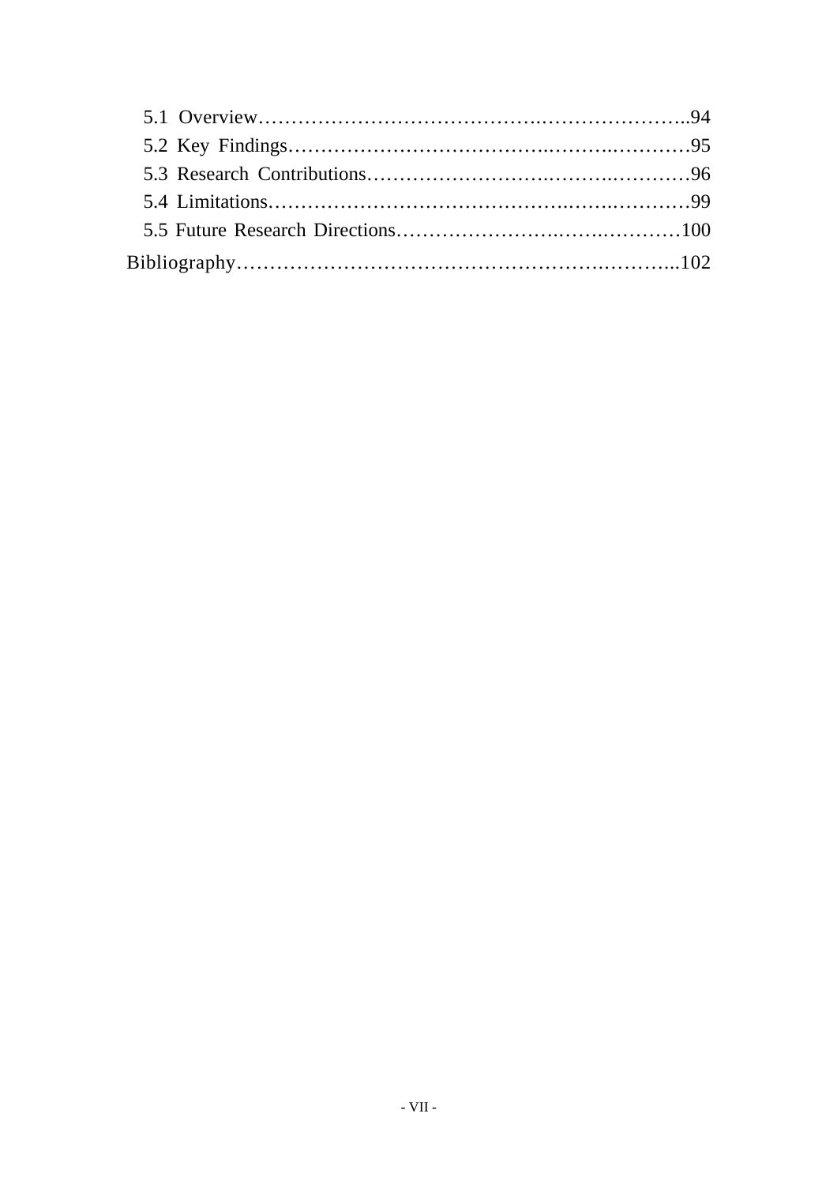5.1 Overview……………………………………….…………………..94

5.2 Key Findings…………………………………..…….…….…………95

5.3 Research Contributions…………………………..…….…….…………96

5.4 Limitations……………………………………….…….…….…………99

5.5 Future Research Directions…………………….…….…….…………100

Bibliography……………………………………………….….………..102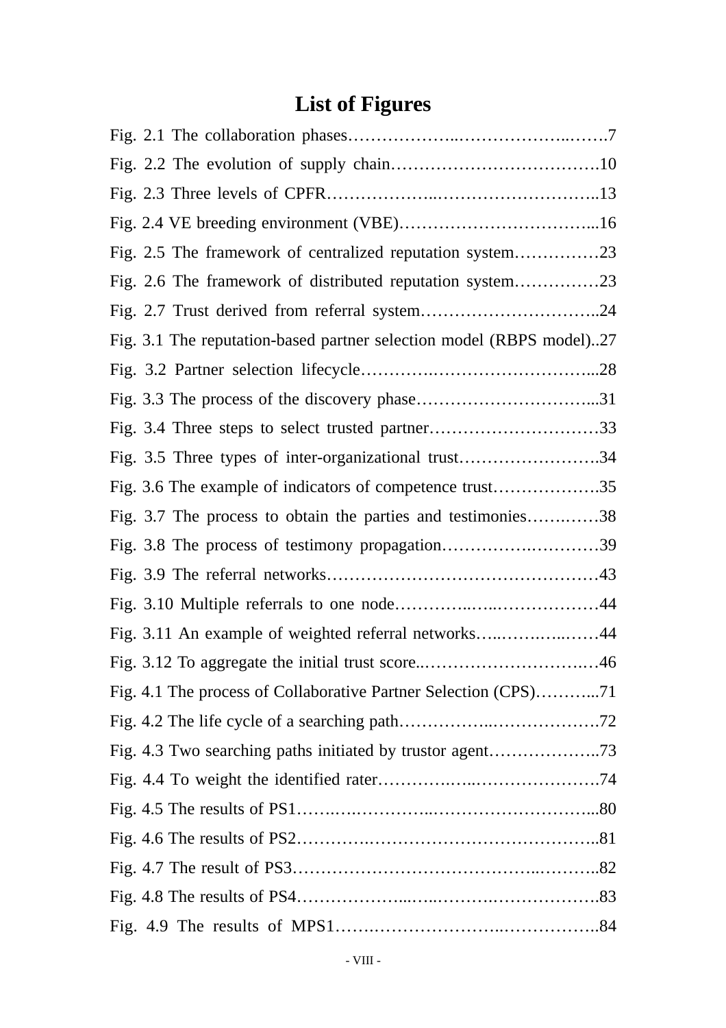# List of Figures

Fig. 2.1 The collaboration phases……………….………………..…….7

Fig. 2.2 The evolution of supply chain……………………………….10

Fig. 2.3 Three levels of CPFR……………..……………………….13

Fig. 2.4 VE breeding environment (VBE)……………………………...16

Fig. 2.5 The framework of centralized reputation system……………23

Fig. 2.6 The framework of distributed reputation system……………23

Fig. 2.7 Trust derived from referral system…………………………..24

Fig. 3.1 The reputation-based partner selection model (RBPS model)..27

Fig. 3.2 Partner selection lifecycle……….………………………...28

Fig. 3.3 The process of the discovery phase…………………………...31

Fig. 3.4 Three steps to select trusted partner…………………………33

Fig. 3.5 Three types of inter-organizational trust…………………….34

Fig. 3.6 The example of indicators of competence trust……………….35

Fig. 3.7 The process to obtain the parties and testimonies…….……38

Fig. 3.8 The process of testimony propagation………….…………39

Fig. 3.9 The referral networks……………………………………43

Fig. 3.10 Multiple referrals to one node…………..…..………………44

Fig. 3.11 An example of weighted referral networks…..……….…..……44

Fig. 3.12 To aggregate the initial trust score..……………………….…46

Fig. 4.1 The process of Collaborative Partner Selection (CPS)………...71

Fig. 4.2 The life cycle of a searching path……………..……………….72

Fig. 4.3 Two searching paths initiated by trustor agent………………..73

Fig. 4.4 To weight the identified rater…………….…..………………….74

Fig. 4.5 The results of PS1…….….…………..………………………...80

Fig. 4.6 The results of PS2………….…………………………………..81

Fig. 4.7 The result of PS3………………………………….……….82

Fig. 4.8 The results of PS4………………...…..……….……………….83

Fig. 4.9 The results of MPS1…….…………………….……………..84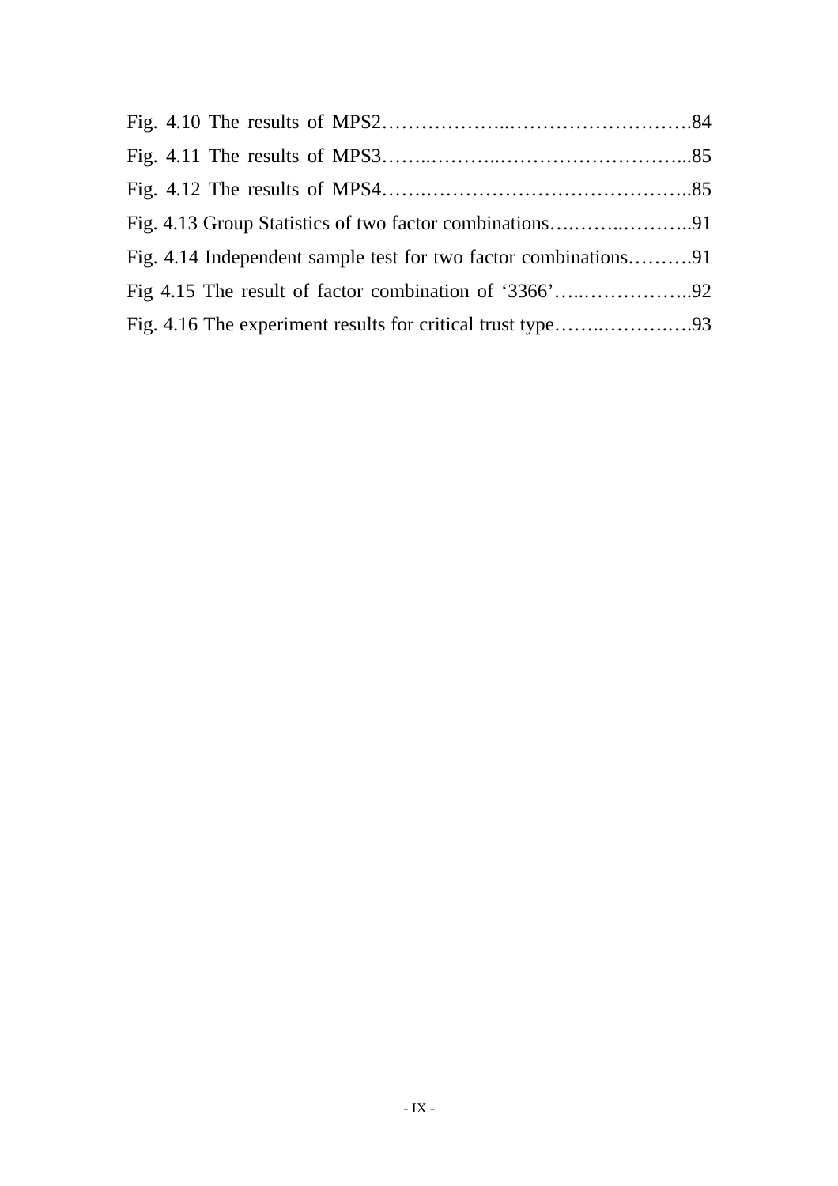Fig. 4.10 The results of MPS2………………..……………………….84

Fig. 4.11 The results of MPS3……..………..………………………...85

Fig. 4.12 The results of MPS4…….…………………………………..85

Fig. 4.13 Group Statistics of two factor combinations….……..………..91

Fig. 4.14 Independent sample test for two factor combinations……….91

Fig 4.15 The result of factor combination of ‘3366’…..……………..92

Fig. 4.16 The experiment results for critical trust type……..………….93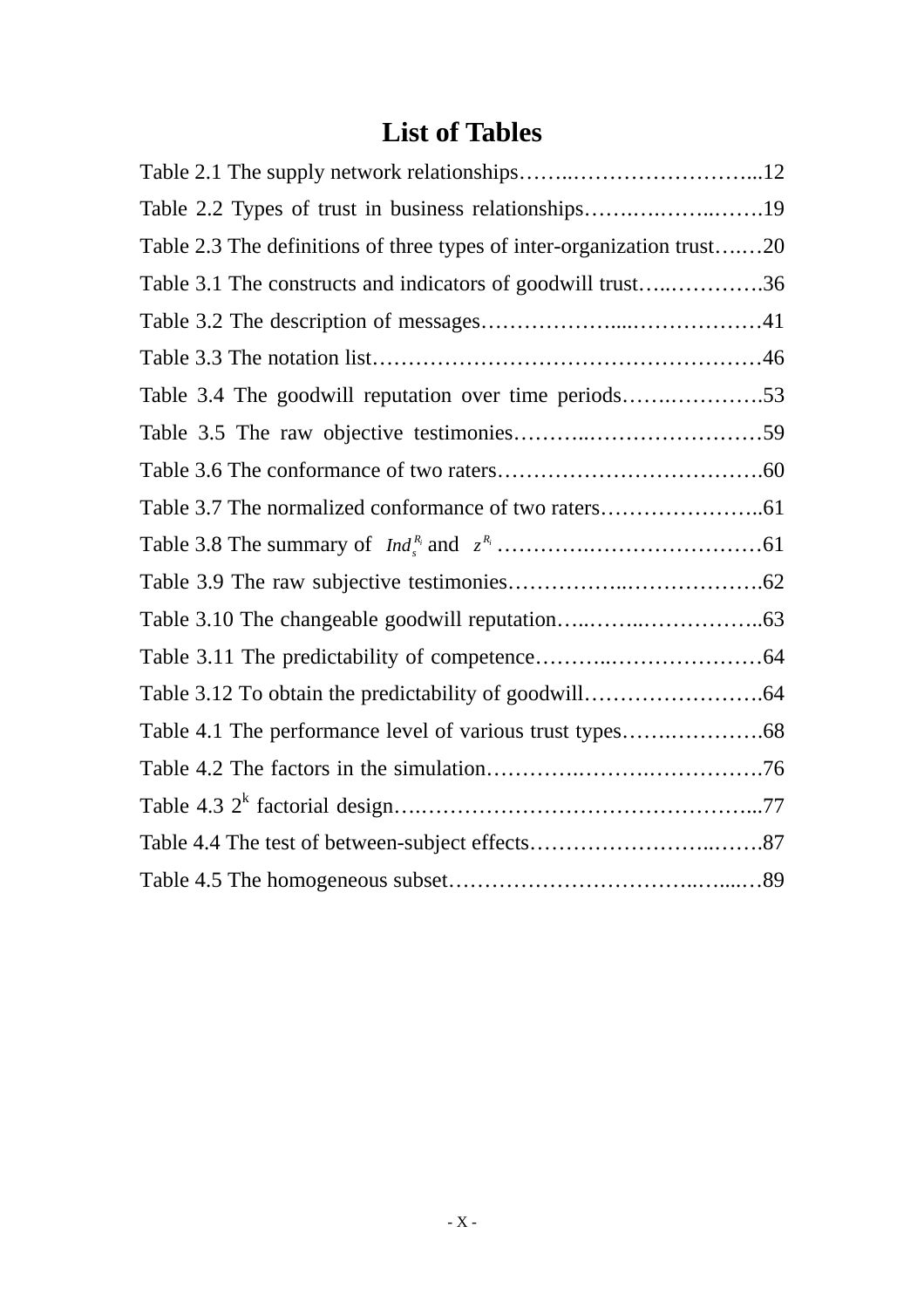# List of Tables

Table 2.1 The supply network relationships……..……………………...12

Table 2.2 Types of trust in business relationships…….….……..…….19

Table 2.3 The definitions of three types of inter-organization trust…..…20

Table 3.1 The constructs and indicators of goodwill trust…..………….36

Table 3.2 The description of messages………………....………………41

Table 3.3 The notation list………………………………………………46

Table 3.4 The goodwill reputation over time periods…….…………….53

Table 3.5 The raw objective testimonies………..……………………59

Table 3.6 The conformance of two raters……………………………….60

Table 3.7 The normalized conformance of two raters…………………..61

Table 3.8 The summary of $Ind_s^{R_i}$ and $z^{R_i}$ ……….……………………61

Table 3.9 The raw subjective testimonies……………..……………….62

Table 3.10 The changeable goodwill reputation…..……..……………..63

Table 3.11 The predictability of competence………..…………………64

Table 3.12 To obtain the predictability of goodwill…………………….64

Table 4.1 The performance level of various trust types…….………….68

Table 4.2 The factors in the simulation……….……….…………….76

Table 4.3 $2^k$ factorial design….……………………………………...77

Table 4.4 The test of between-subject effects……………………..…….87

Table 4.5 The homogeneous subset…………………………..…...…89